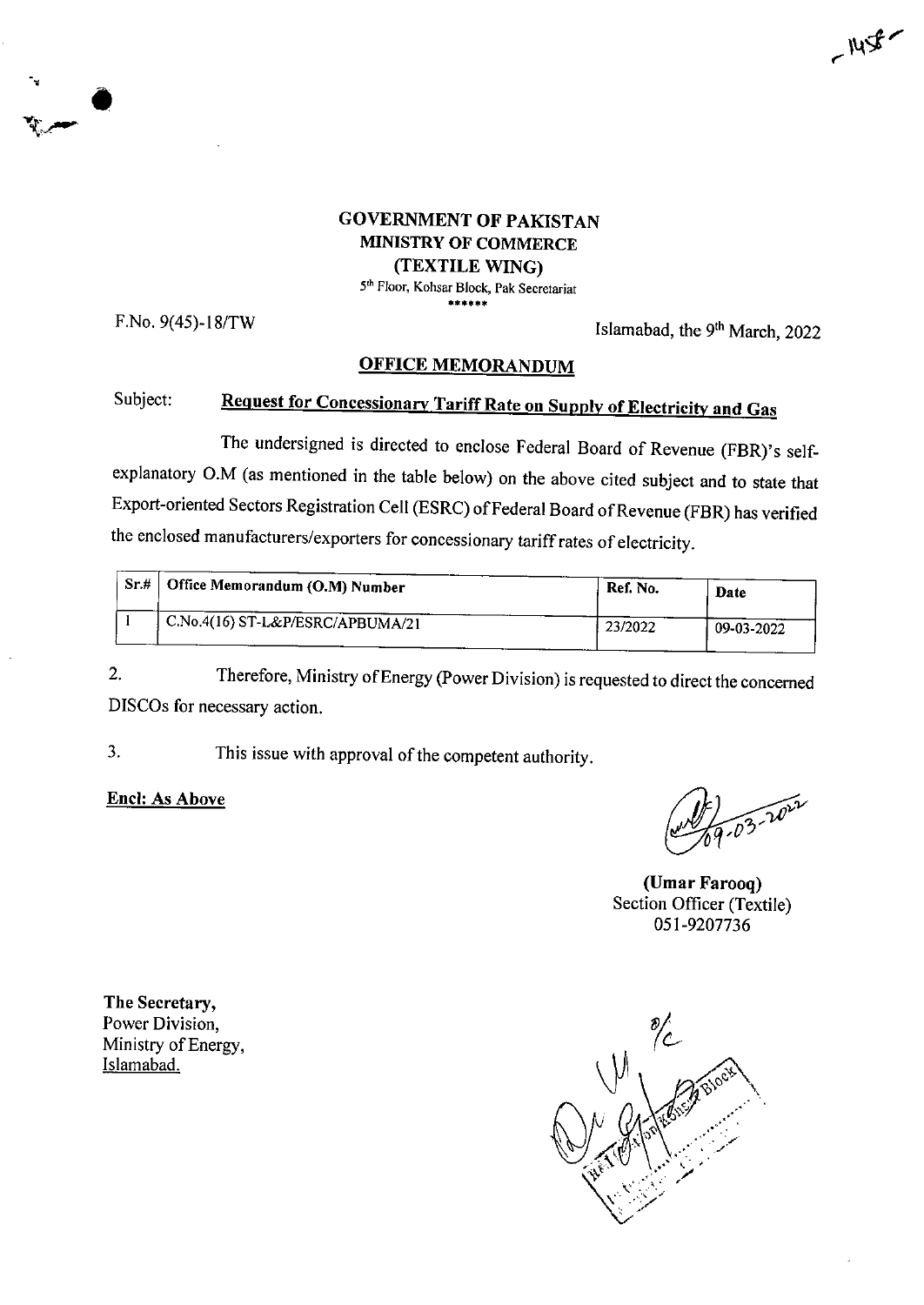**GOVERNMENT OF PAKISTAN**
**MINISTRY OF COMMERCE**
**(TEXTILE WING)**
5th Floor, Kohsar Block, Pak Secretariat
\*\*\*\*\*\*

F.No. 9(45)-18/TW

Islamabad, the 9th March, 2022

## OFFICE MEMORANDUM

Subject: **Request for Concessionary Tariff Rate on Supply of Electricity and Gas**

The undersigned is directed to enclose Federal Board of Revenue (FBR)'s self-explanatory O.M (as mentioned in the table below) on the above cited subject and to state that Export-oriented Sectors Registration Cell (ESRC) of Federal Board of Revenue (FBR) has verified the enclosed manufacturers/exporters for concessionary tariff rates of electricity.

| Sr.# | Office Memorandum (O.M) Number | Ref. No. | Date |
|---|---|---|---|
| 1 | C.No.4(16) ST-L&P/ESRC/APBUMA/21 | 23/2022 | 09-03-2022 |

2. Therefore, Ministry of Energy (Power Division) is requested to direct the concerned DISCOs for necessary action.

3. This issue with approval of the competent authority.

**Encl: As Above**

09-03-2022

**(Umar Farooq)**
Section Officer (Textile)
051-9207736

**The Secretary,**
Power Division,
Ministry of Energy,
Islamabad.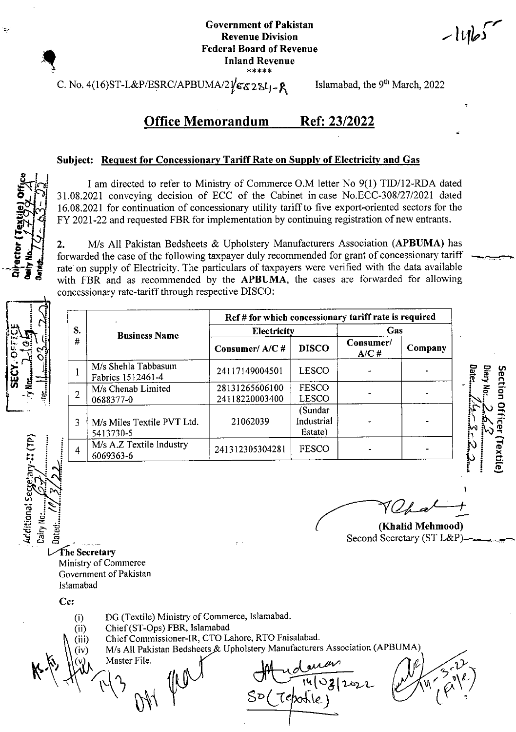Government of Pakistan
Revenue Division
Federal Board of Revenue
Inland Revenue
\*\*\*\*\*

C. No. 4(16)ST-L&P/ESRC/APBUMA/21/68284-R

Islamabad, the 9th March, 2022

## Office Memorandum Ref: 23/2022

**Subject: Request for Concessionary Tariff Rate on Supply of Electricity and Gas**

I am directed to refer to Ministry of Commerce O.M letter No 9(1) TID/12-RDA dated 31.08.2021 conveying decision of ECC of the Cabinet in case No.ECC-308/27/2021 dated 16.08.2021 for continuation of concessionary utility tariff to five export-oriented sectors for the FY 2021-22 and requested FBR for implementation by continuing registration of new entrants.

**2.** M/s All Pakistan Bedsheets & Upholstery Manufacturers Association (**APBUMA**) has forwarded the case of the following taxpayer duly recommended for grant of concessionary tariff rate on supply of Electricity. The particulars of taxpayers were verified with the data available with FBR and as recommended by the **APBUMA**, the cases are forwarded for allowing concessionary rate-tariff through respective DISCO:

| S. # | Business Name | Ref # for which concessionary tariff rate is required | | | |
|---|---|---|---|---|---|
| | | Electricity | | Gas | |
| | | Consumer/ A/C # | DISCO | Consumer/ A/C # | Company |
| 1 | M/s Shehla Tabbasum Fabrics 1512461-4 | 24117149004501 | LESCO | - | - |
| 2 | M/s Chenab Limited 0688377-0 | 28131265606100<br>24118220003400 | FESCO<br>LESCO | - | - |
| 3 | M/s Miles Textile PVT Ltd. 5413730-5 | 21062039 | (Sundar Industrial Estate) | - | - |
| 4 | M/s A.Z Textile Industry 6069363-6 | 241312305304281 | FESCO | - | - |

(Khalid Mehmood)
Second Secretary (ST L&P)

The Secretary
Ministry of Commerce
Government of Pakistan
Islamabad

Cc:

(i) DG (Textile) Ministry of Commerce, Islamabad.
(ii) Chief (ST-Ops) FBR, Islamabad
(iii) Chief Commissioner-IR, CTO Lahore, RTO Faisalabad.
(iv) M/s All Pakistan Bedsheets & Upholstery Manufacturers Association (APBUMA)
(v) Master File.